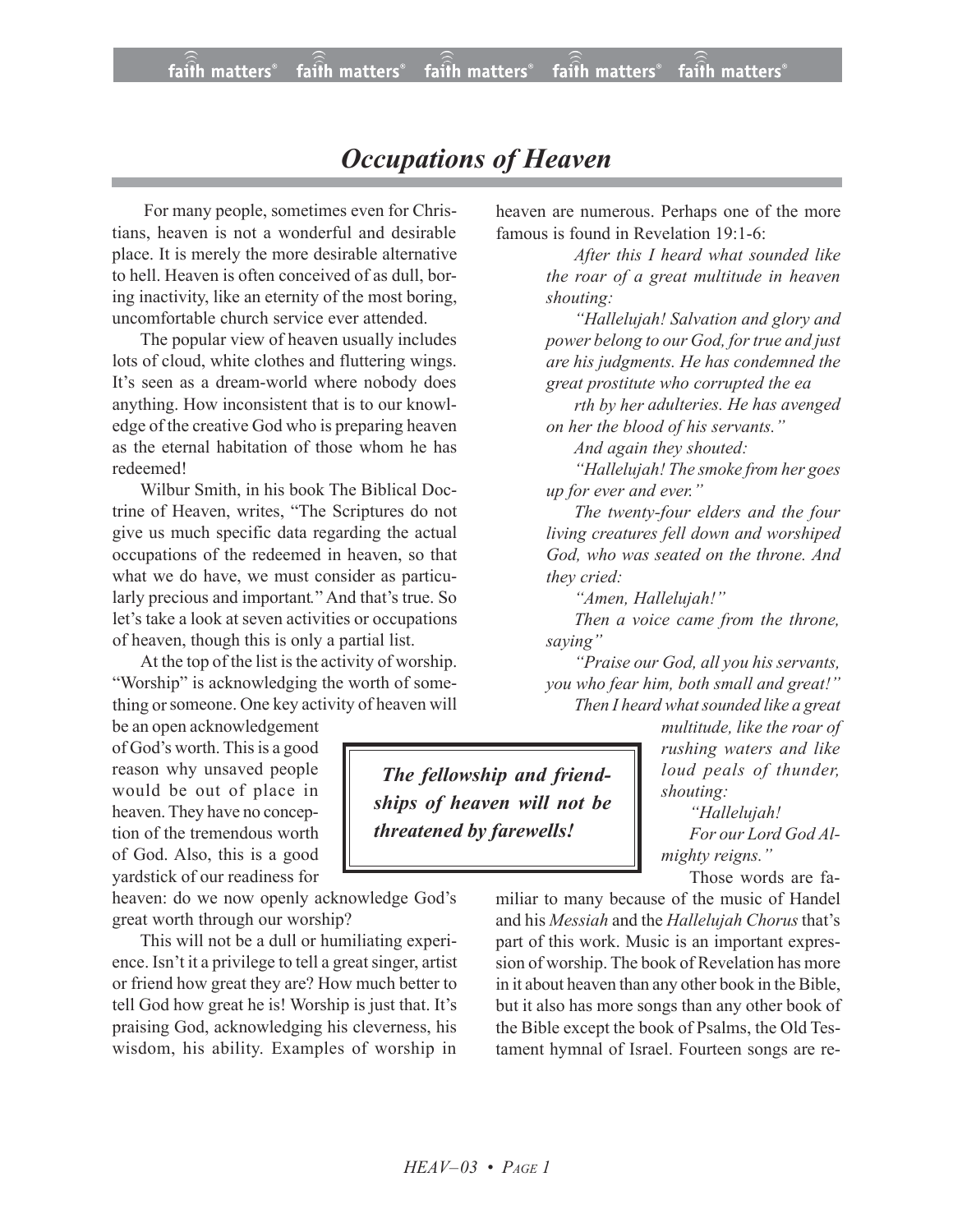# *Occupations of Heaven*

For many people, sometimes even for Christians, heaven is not a wonderful and desirable place. It is merely the more desirable alternative to hell. Heaven is often conceived of as dull, boring inactivity, like an eternity of the most boring, uncomfortable church service ever attended.

The popular view of heaven usually includes lots of cloud, white clothes and fluttering wings. It's seen as a dream-world where nobody does anything. How inconsistent that is to our knowledge of the creative God who is preparing heaven as the eternal habitation of those whom he has redeemed!

Wilbur Smith, in his book The Biblical Doctrine of Heaven, writes, "The Scriptures do not give us much specific data regarding the actual occupations of the redeemed in heaven, so that what we do have, we must consider as particularly precious and important." And that's true. So let's take a look at seven activities or occupations of heaven, though this is only a partial list.

At the top of the list is the activity of worship. "Worship" is acknowledging the worth of something or someone. One key activity of heaven will be an open acknowledgement of God's worth. This is a good reason why unsaved people would be out of place in heaven. They have no conception of the tremendous worth of God. Also, this is a good yardstick of our readiness for heaven: do we now openly acknowledge God's great worth through our worship?

This will not be a dull or humiliating experience. Isn't it a privilege to tell a great singer, artist or friend how great they are? How much better to tell God how great he is! Worship is just that. It's praising God, acknowledging his cleverness, his wisdom, his ability. Examples of worship in heaven are numerous. Perhaps one of the more famous is found in Revelation 19:1-6:

> *After this I heard what sounded like the roar of a great multitude in heaven shouting:*
>
> *"Hallelujah! Salvation and glory and power belong to our God, for true and just are his judgments. He has condemned the great prostitute who corrupted the earth by her adulteries. He has avenged on her the blood of his servants."*
>
> *And again they shouted:*
>
> *"Hallelujah! The smoke from her goes up for ever and ever."*
>
> *The twenty-four elders and the four living creatures fell down and worshiped God, who was seated on the throne. And they cried:*
>
> *"Amen, Hallelujah!"*
>
> *Then a voice came from the throne, saying"*
>
> *"Praise our God, all you his servants, you who fear him, both small and great!"*
>
> *Then I heard what sounded like a great multitude, like the roar of rushing waters and like loud peals of thunder, shouting:*
>
> *"Hallelujah!*
>
> *For our Lord God Almighty reigns."*

**_The fellowship and friendships of heaven will not be threatened by farewells!_**

Those words are familiar to many because of the music of Handel and his *Messiah* and the *Hallelujah Chorus* that's part of this work. Music is an important expression of worship. The book of Revelation has more in it about heaven than any other book in the Bible, but it also has more songs than any other book of the Bible except the book of Psalms, the Old Testament hymnal of Israel. Fourteen songs are re-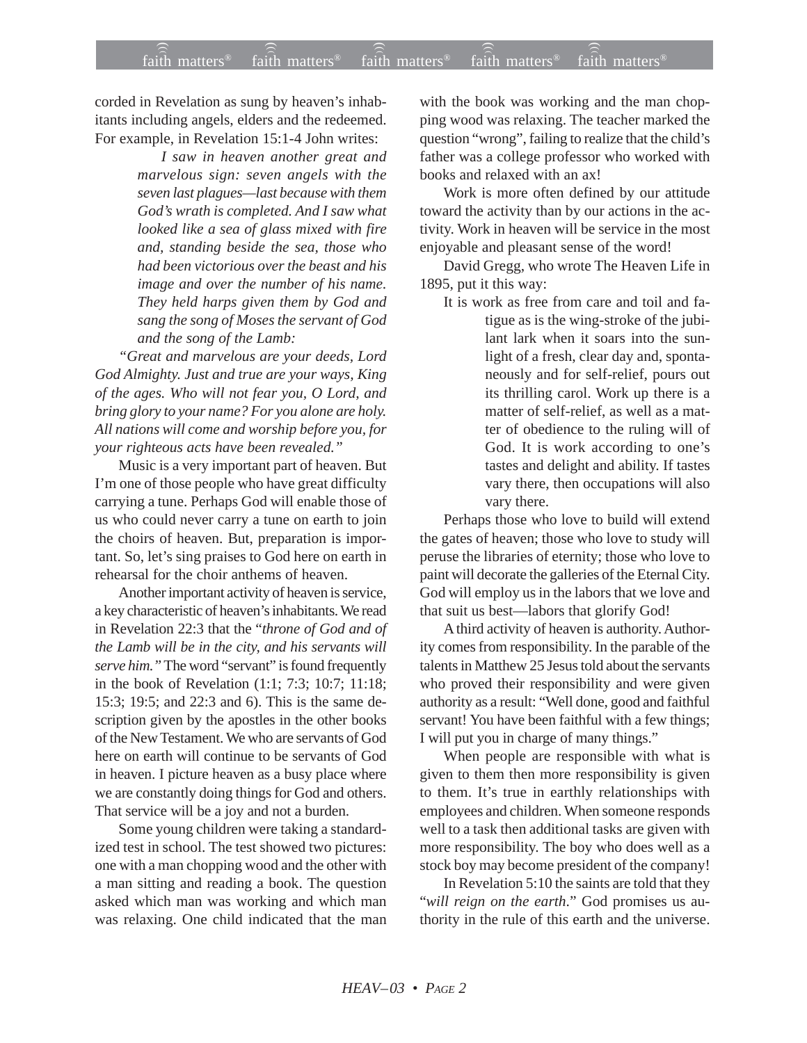corded in Revelation as sung by heaven's inhabitants including angels, elders and the redeemed. For example, in Revelation 15:1-4 John writes:

> *I saw in heaven another great and marvelous sign: seven angels with the seven last plagues—last because with them God's wrath is completed. And I saw what looked like a sea of glass mixed with fire and, standing beside the sea, those who had been victorious over the beast and his image and over the number of his name. They held harps given them by God and sang the song of Moses the servant of God and the song of the Lamb:*

*"Great and marvelous are your deeds, Lord God Almighty. Just and true are your ways, King of the ages. Who will not fear you, O Lord, and bring glory to your name? For you alone are holy. All nations will come and worship before you, for your righteous acts have been revealed."*

Music is a very important part of heaven. But I'm one of those people who have great difficulty carrying a tune. Perhaps God will enable those of us who could never carry a tune on earth to join the choirs of heaven. But, preparation is important. So, let's sing praises to God here on earth in rehearsal for the choir anthems of heaven.

Another important activity of heaven is service, a key characteristic of heaven's inhabitants. We read in Revelation 22:3 that the "*throne of God and of the Lamb will be in the city, and his servants will serve him."* The word "servant" is found frequently in the book of Revelation (1:1; 7:3; 10:7; 11:18; 15:3; 19:5; and 22:3 and 6). This is the same description given by the apostles in the other books of the New Testament. We who are servants of God here on earth will continue to be servants of God in heaven. I picture heaven as a busy place where we are constantly doing things for God and others. That service will be a joy and not a burden.

Some young children were taking a standardized test in school. The test showed two pictures: one with a man chopping wood and the other with a man sitting and reading a book. The question asked which man was working and which man was relaxing. One child indicated that the man with the book was working and the man chopping wood was relaxing. The teacher marked the question "wrong", failing to realize that the child's father was a college professor who worked with books and relaxed with an ax!

Work is more often defined by our attitude toward the activity than by our actions in the activity. Work in heaven will be service in the most enjoyable and pleasant sense of the word!

David Gregg, who wrote The Heaven Life in 1895, put it this way:

> It is work as free from care and toil and fatigue as is the wing-stroke of the jubilant lark when it soars into the sunlight of a fresh, clear day and, spontaneously and for self-relief, pours out its thrilling carol. Work up there is a matter of self-relief, as well as a matter of obedience to the ruling will of God. It is work according to one's tastes and delight and ability. If tastes vary there, then occupations will also vary there.

Perhaps those who love to build will extend the gates of heaven; those who love to study will peruse the libraries of eternity; those who love to paint will decorate the galleries of the Eternal City. God will employ us in the labors that we love and that suit us best—labors that glorify God!

A third activity of heaven is authority. Authority comes from responsibility. In the parable of the talents in Matthew 25 Jesus told about the servants who proved their responsibility and were given authority as a result: "Well done, good and faithful servant! You have been faithful with a few things; I will put you in charge of many things."

When people are responsible with what is given to them then more responsibility is given to them. It's true in earthly relationships with employees and children. When someone responds well to a task then additional tasks are given with more responsibility. The boy who does well as a stock boy may become president of the company!

In Revelation 5:10 the saints are told that they "*will reign on the earth*." God promises us authority in the rule of this earth and the universe.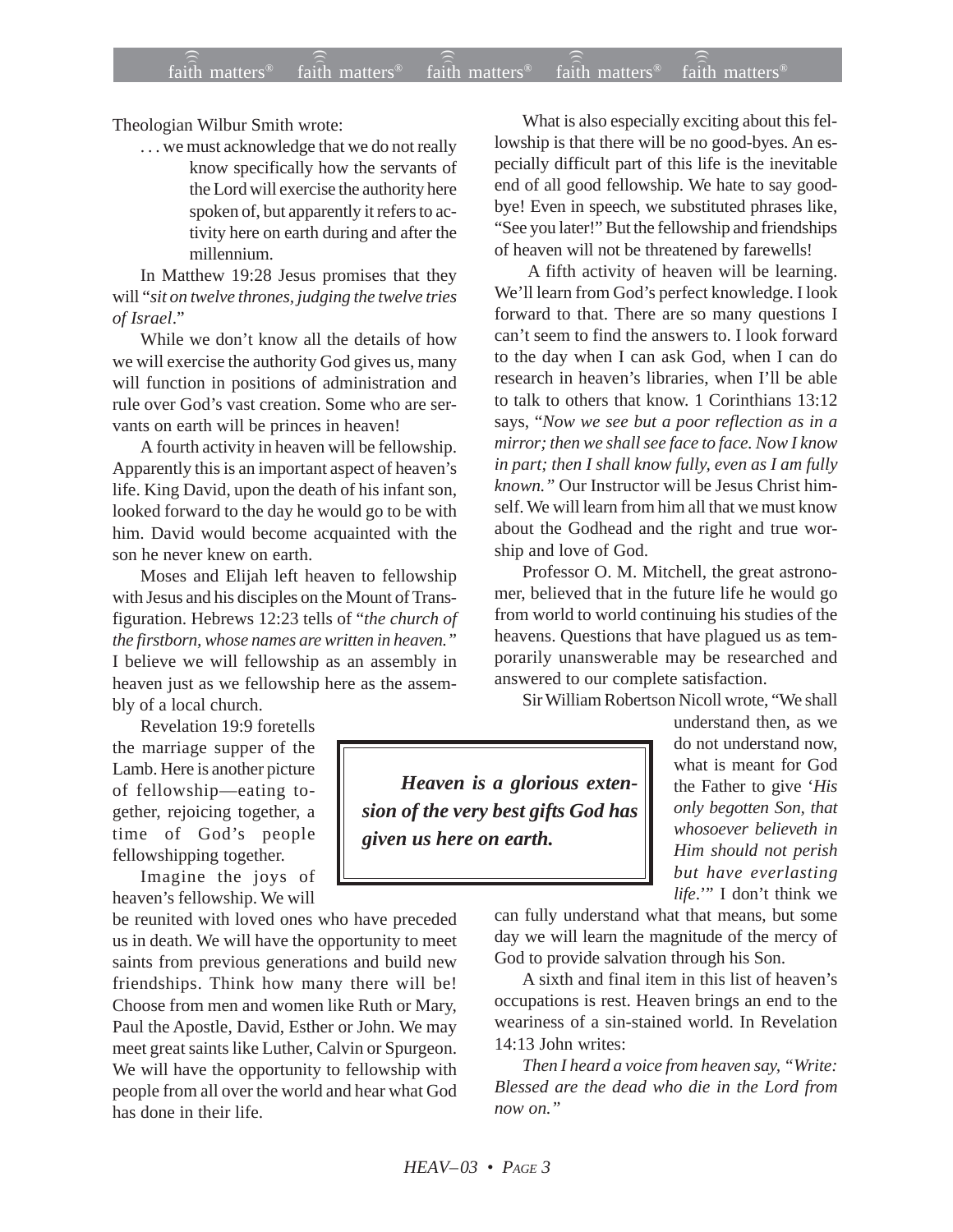Theologian Wilbur Smith wrote:

> . . . we must acknowledge that we do not really know specifically how the servants of the Lord will exercise the authority here spoken of, but apparently it refers to activity here on earth during and after the millennium.

In Matthew 19:28 Jesus promises that they will "*sit on twelve thrones, judging the twelve tries of Israel*."

While we don't know all the details of how we will exercise the authority God gives us, many will function in positions of administration and rule over God's vast creation. Some who are servants on earth will be princes in heaven!

A fourth activity in heaven will be fellowship. Apparently this is an important aspect of heaven's life. King David, upon the death of his infant son, looked forward to the day he would go to be with him. David would become acquainted with the son he never knew on earth.

Moses and Elijah left heaven to fellowship with Jesus and his disciples on the Mount of Transfiguration. Hebrews 12:23 tells of "*the church of the firstborn, whose names are written in heaven."* I believe we will fellowship as an assembly in heaven just as we fellowship here as the assembly of a local church.

Revelation 19:9 foretells the marriage supper of the Lamb. Here is another picture of fellowship—eating together, rejoicing together, a time of God's people fellowshipping together.

Imagine the joys of heaven's fellowship. We will be reunited with loved ones who have preceded us in death. We will have the opportunity to meet saints from previous generations and build new friendships. Think how many there will be! Choose from men and women like Ruth or Mary, Paul the Apostle, David, Esther or John. We may meet great saints like Luther, Calvin or Spurgeon. We will have the opportunity to fellowship with people from all over the world and hear what God has done in their life.

What is also especially exciting about this fellowship is that there will be no good-byes. An especially difficult part of this life is the inevitable end of all good fellowship. We hate to say goodbye! Even in speech, we substituted phrases like, "See you later!" But the fellowship and friendships of heaven will not be threatened by farewells!

A fifth activity of heaven will be learning. We'll learn from God's perfect knowledge. I look forward to that. There are so many questions I can't seem to find the answers to. I look forward to the day when I can ask God, when I can do research in heaven's libraries, when I'll be able to talk to others that know. 1 Corinthians 13:12 says, "*Now we see but a poor reflection as in a mirror; then we shall see face to face. Now I know in part; then I shall know fully, even as I am fully known."* Our Instructor will be Jesus Christ himself. We will learn from him all that we must know about the Godhead and the right and true worship and love of God.

Professor O. M. Mitchell, the great astronomer, believed that in the future life he would go from world to world continuing his studies of the heavens. Questions that have plagued us as temporarily unanswerable may be researched and answered to our complete satisfaction.

Sir William Robertson Nicoll wrote, "We shall understand then, as we do not understand now, what is meant for God the Father to give '*His only begotten Son, that whosoever believeth in Him should not perish but have everlasting life*.'" I don't think we can fully understand what that means, but some day we will learn the magnitude of the mercy of God to provide salvation through his Son.

> ***Heaven is a glorious extension of the very best gifts God has given us here on earth.***

A sixth and final item in this list of heaven's occupations is rest. Heaven brings an end to the weariness of a sin-stained world. In Revelation 14:13 John writes:

*Then I heard a voice from heaven say, "Write: Blessed are the dead who die in the Lord from now on."*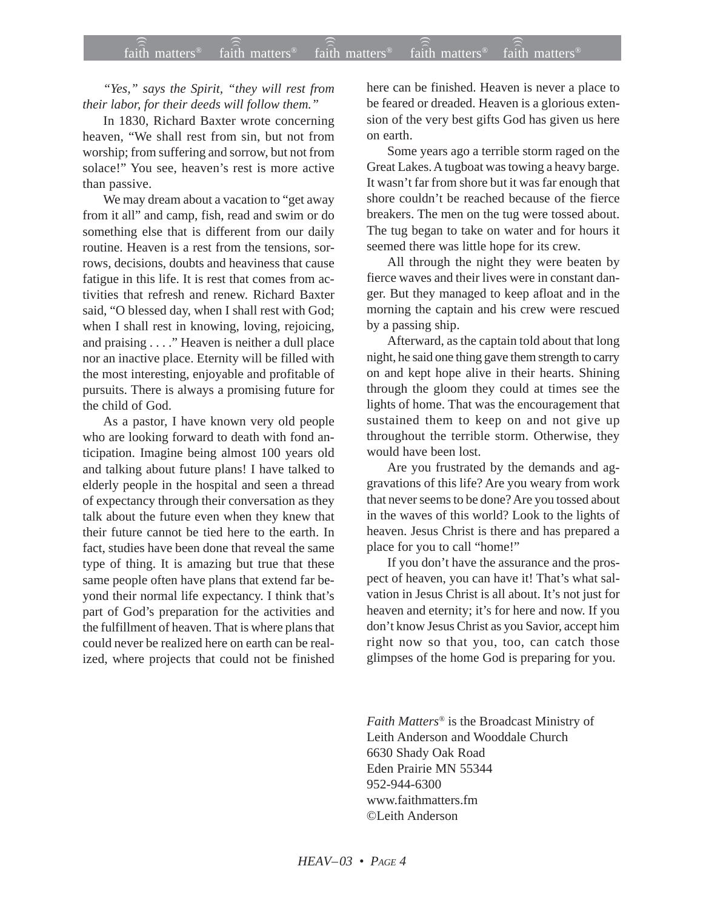*"Yes," says the Spirit, "they will rest from their labor, for their deeds will follow them."*

In 1830, Richard Baxter wrote concerning heaven, "We shall rest from sin, but not from worship; from suffering and sorrow, but not from solace!" You see, heaven's rest is more active than passive.

We may dream about a vacation to "get away from it all" and camp, fish, read and swim or do something else that is different from our daily routine. Heaven is a rest from the tensions, sorrows, decisions, doubts and heaviness that cause fatigue in this life. It is rest that comes from activities that refresh and renew. Richard Baxter said, "O blessed day, when I shall rest with God; when I shall rest in knowing, loving, rejoicing, and praising . . . ." Heaven is neither a dull place nor an inactive place. Eternity will be filled with the most interesting, enjoyable and profitable of pursuits. There is always a promising future for the child of God.

As a pastor, I have known very old people who are looking forward to death with fond anticipation. Imagine being almost 100 years old and talking about future plans! I have talked to elderly people in the hospital and seen a thread of expectancy through their conversation as they talk about the future even when they knew that their future cannot be tied here to the earth. In fact, studies have been done that reveal the same type of thing. It is amazing but true that these same people often have plans that extend far beyond their normal life expectancy. I think that's part of God's preparation for the activities and the fulfillment of heaven. That is where plans that could never be realized here on earth can be realized, where projects that could not be finished here can be finished. Heaven is never a place to be feared or dreaded. Heaven is a glorious extension of the very best gifts God has given us here on earth.

Some years ago a terrible storm raged on the Great Lakes. A tugboat was towing a heavy barge. It wasn't far from shore but it was far enough that shore couldn't be reached because of the fierce breakers. The men on the tug were tossed about. The tug began to take on water and for hours it seemed there was little hope for its crew.

All through the night they were beaten by fierce waves and their lives were in constant danger. But they managed to keep afloat and in the morning the captain and his crew were rescued by a passing ship.

Afterward, as the captain told about that long night, he said one thing gave them strength to carry on and kept hope alive in their hearts. Shining through the gloom they could at times see the lights of home. That was the encouragement that sustained them to keep on and not give up throughout the terrible storm. Otherwise, they would have been lost.

Are you frustrated by the demands and aggravations of this life? Are you weary from work that never seems to be done? Are you tossed about in the waves of this world? Look to the lights of heaven. Jesus Christ is there and has prepared a place for you to call "home!"

If you don't have the assurance and the prospect of heaven, you can have it! That's what salvation in Jesus Christ is all about. It's not just for heaven and eternity; it's for here and now. If you don't know Jesus Christ as you Savior, accept him right now so that you, too, can catch those glimpses of the home God is preparing for you.

*Faith Matters*® is the Broadcast Ministry of
Leith Anderson and Wooddale Church
6630 Shady Oak Road
Eden Prairie MN 55344
952-944-6300
www.faithmatters.fm
©Leith Anderson